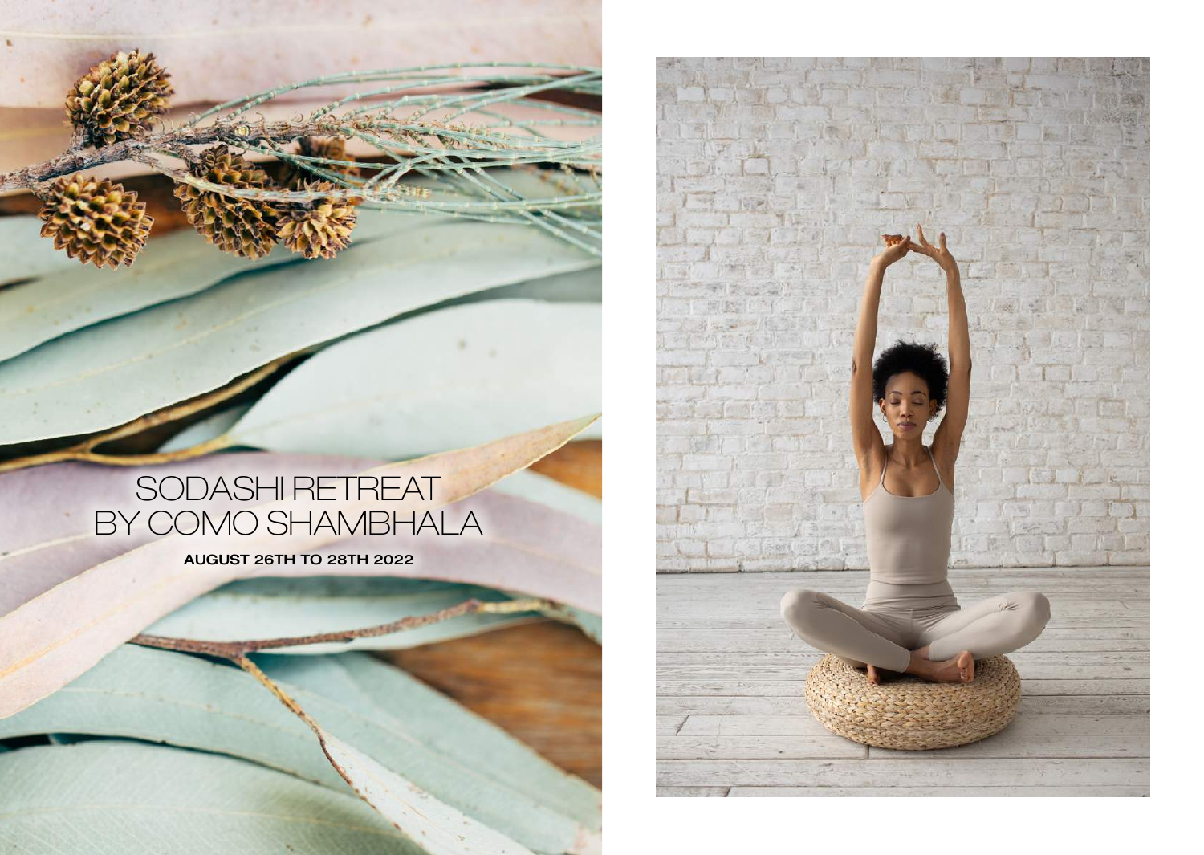# SODASHI RETREAT BY COMO SHAMBHALA

**AUGUST 26TH TO 28TH 2022**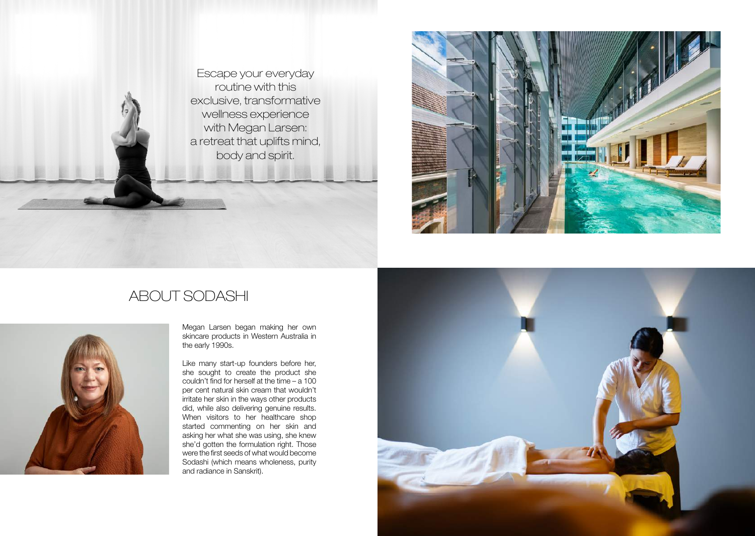Escape your everyday routine with this exclusive, transformative wellness experience with Megan Larsen: a retreat that uplifts mind, body and spirit.

## ABOUT SODASHI

Megan Larsen began making her own skincare products in Western Australia in the early 1990s.

Like many start-up founders before her, she sought to create the product she couldn't find for herself at the time – a 100 per cent natural skin cream that wouldn't irritate her skin in the ways other products did, while also delivering genuine results. When visitors to her healthcare shop started commenting on her skin and asking her what she was using, she knew she'd gotten the formulation right. Those were the first seeds of what would become Sodashi (which means wholeness, purity and radiance in Sanskrit).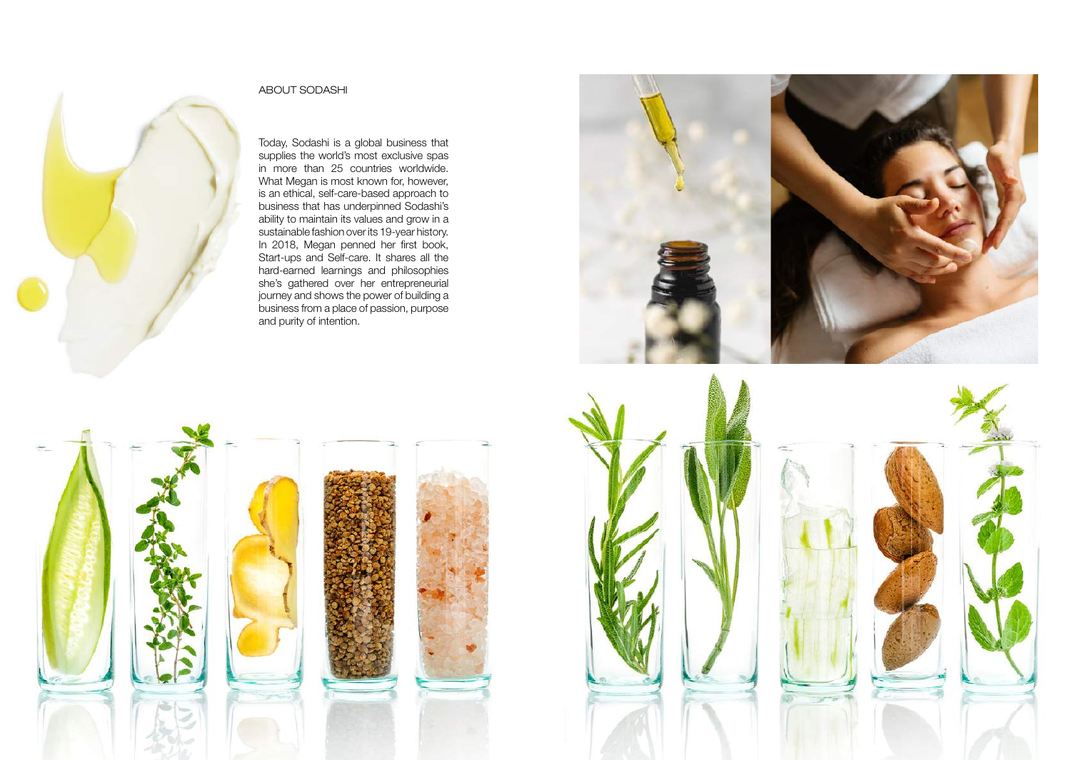## ABOUT SODASHI

Today, Sodashi is a global business that supplies the world's most exclusive spas in more than 25 countries worldwide. What Megan is most known for, however, is an ethical, self-care-based approach to business that has underpinned Sodashi's ability to maintain its values and grow in a sustainable fashion over its 19-year history. In 2018, Megan penned her first book, Start-ups and Self-care. It shares all the hard-earned learnings and philosophies she's gathered over her entrepreneurial journey and shows the power of building a business from a place of passion, purpose and purity of intention.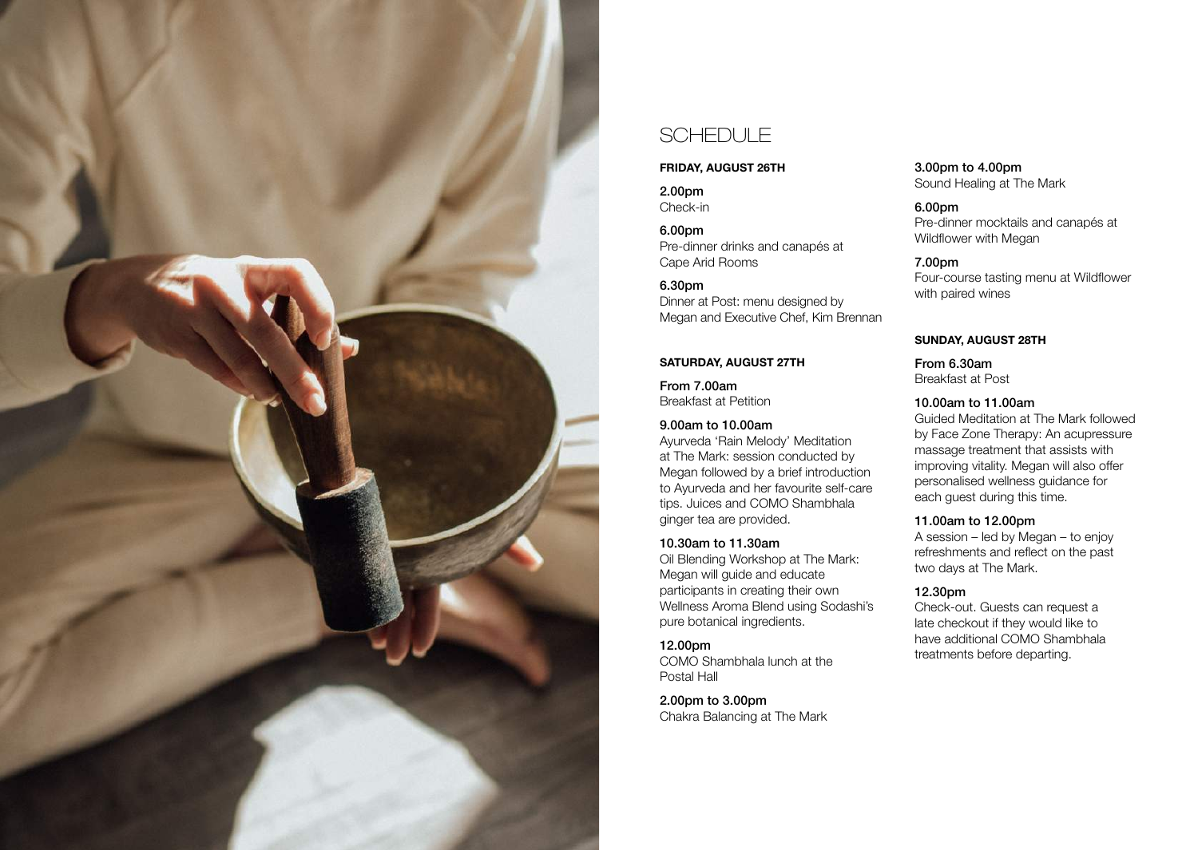# SCHEDULE

**FRIDAY, AUGUST 26TH**

**2.00pm**
Check-in

**6.00pm**
Pre-dinner drinks and canapés at Cape Arid Rooms

**6.30pm**
Dinner at Post: menu designed by Megan and Executive Chef, Kim Brennan

**SATURDAY, AUGUST 27TH**

**From 7.00am**
Breakfast at Petition

**9.00am to 10.00am**
Ayurveda 'Rain Melody' Meditation at The Mark: session conducted by Megan followed by a brief introduction to Ayurveda and her favourite self-care tips. Juices and COMO Shambhala ginger tea are provided.

**10.30am to 11.30am**
Oil Blending Workshop at The Mark: Megan will guide and educate participants in creating their own Wellness Aroma Blend using Sodashi's pure botanical ingredients.

**12.00pm**
COMO Shambhala lunch at the Postal Hall

**2.00pm to 3.00pm**
Chakra Balancing at The Mark

**3.00pm to 4.00pm**
Sound Healing at The Mark

**6.00pm**
Pre-dinner mocktails and canapés at Wildflower with Megan

**7.00pm**
Four-course tasting menu at Wildflower with paired wines

**SUNDAY, AUGUST 28TH**

**From 6.30am**
Breakfast at Post

**10.00am to 11.00am**
Guided Meditation at The Mark followed by Face Zone Therapy: An acupressure massage treatment that assists with improving vitality. Megan will also offer personalised wellness guidance for each guest during this time.

**11.00am to 12.00pm**
A session – led by Megan – to enjoy refreshments and reflect on the past two days at The Mark.

**12.30pm**
Check-out. Guests can request a late checkout if they would like to have additional COMO Shambhala treatments before departing.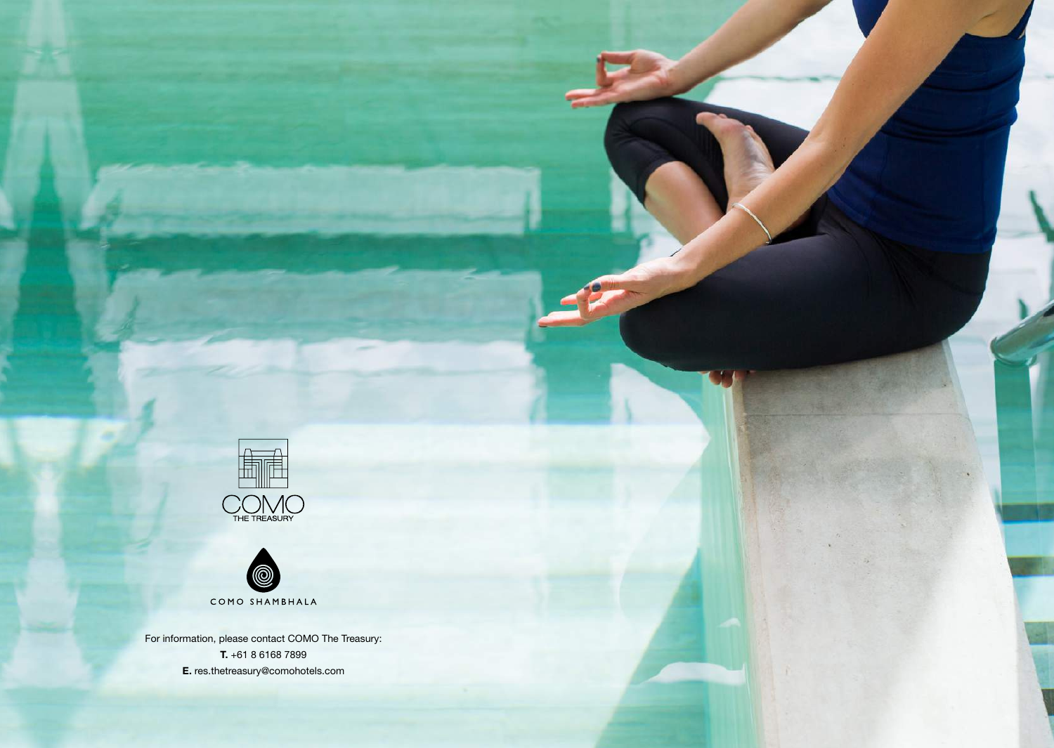COMO
THE TREASURY

COMO SHAMBHALA

For information, please contact COMO The Treasury:

**T.** +61 8 6168 7899

**E.** res.thetreasury@comohotels.com